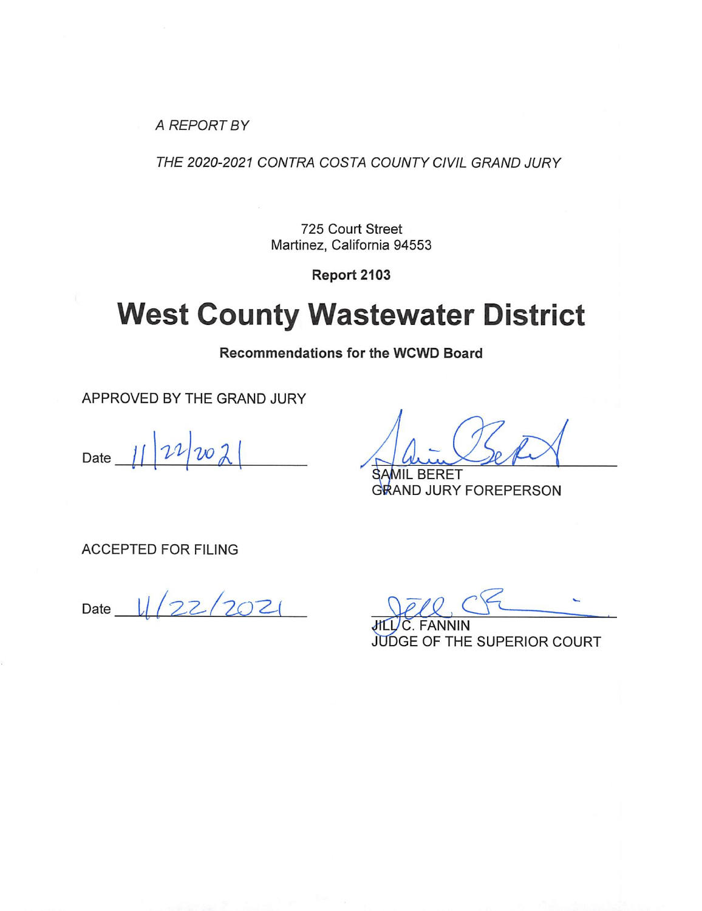*A REPORT BY*

*THE 2020-2021 CONTRA COSTA COUNTY CIVIL GRAND JURY*

725 Court Street
Martinez, California 94553

**Report 2103**

# West County Wastewater District

**Recommendations for the WCWD Board**

APPROVED BY THE GRAND JURY

Date 11/22/2021

SAMIL BERET
GRAND JURY FOREPERSON

ACCEPTED FOR FILING

Date 11/22/2021

JILL C. FANNIN
JUDGE OF THE SUPERIOR COURT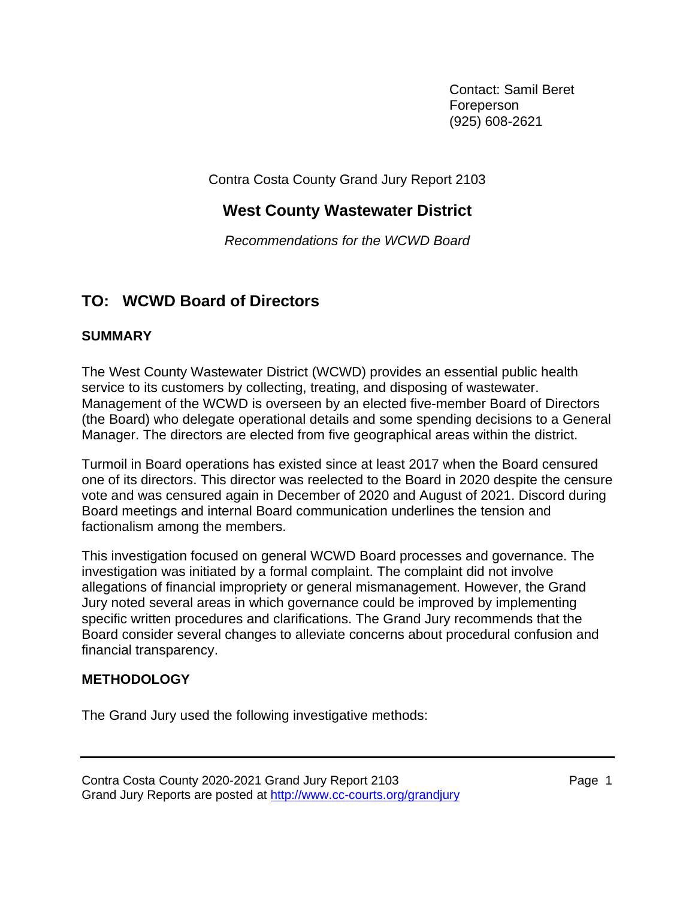Contact: Samil Beret
Foreperson
(925) 608-2621

Contra Costa County Grand Jury Report 2103

# West County Wastewater District

*Recommendations for the WCWD Board*

## TO: WCWD Board of Directors

### SUMMARY

The West County Wastewater District (WCWD) provides an essential public health service to its customers by collecting, treating, and disposing of wastewater. Management of the WCWD is overseen by an elected five-member Board of Directors (the Board) who delegate operational details and some spending decisions to a General Manager. The directors are elected from five geographical areas within the district.

Turmoil in Board operations has existed since at least 2017 when the Board censured one of its directors. This director was reelected to the Board in 2020 despite the censure vote and was censured again in December of 2020 and August of 2021. Discord during Board meetings and internal Board communication underlines the tension and factionalism among the members.

This investigation focused on general WCWD Board processes and governance. The investigation was initiated by a formal complaint. The complaint did not involve allegations of financial impropriety or general mismanagement. However, the Grand Jury noted several areas in which governance could be improved by implementing specific written procedures and clarifications. The Grand Jury recommends that the Board consider several changes to alleviate concerns about procedural confusion and financial transparency.

### METHODOLOGY

The Grand Jury used the following investigative methods: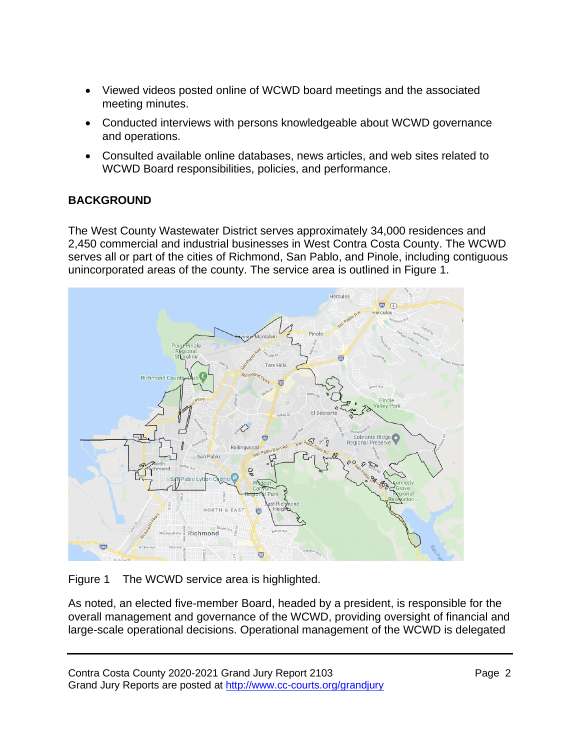- Viewed videos posted online of WCWD board meetings and the associated meeting minutes.
- Conducted interviews with persons knowledgeable about WCWD governance and operations.
- Consulted available online databases, news articles, and web sites related to WCWD Board responsibilities, policies, and performance.

## BACKGROUND

The West County Wastewater District serves approximately 34,000 residences and 2,450 commercial and industrial businesses in West Contra Costa County. The WCWD serves all or part of the cities of Richmond, San Pablo, and Pinole, including contiguous unincorporated areas of the county. The service area is outlined in Figure 1.

Figure 1 The WCWD service area is highlighted.

As noted, an elected five-member Board, headed by a president, is responsible for the overall management and governance of the WCWD, providing oversight of financial and large-scale operational decisions. Operational management of the WCWD is delegated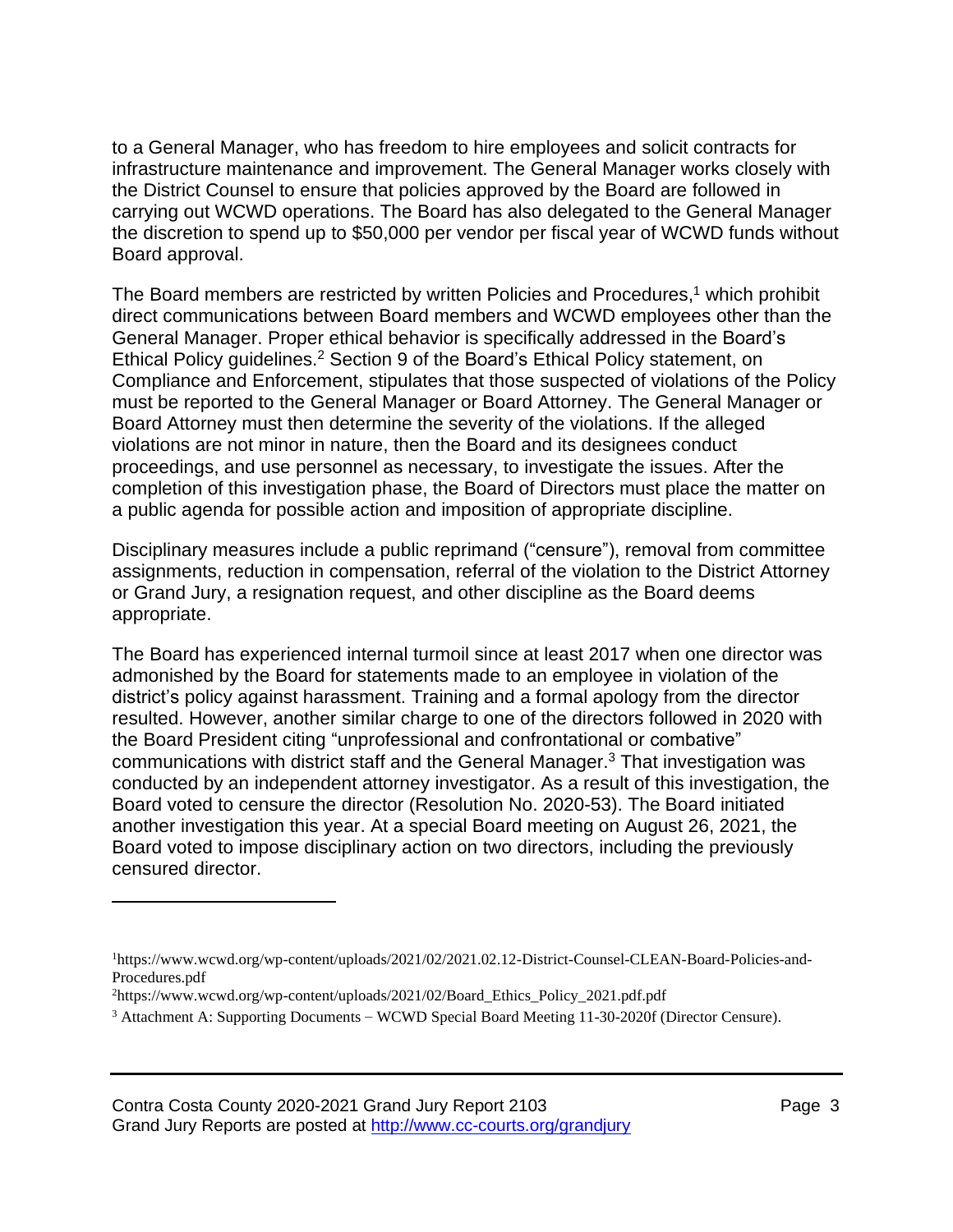to a General Manager, who has freedom to hire employees and solicit contracts for infrastructure maintenance and improvement. The General Manager works closely with the District Counsel to ensure that policies approved by the Board are followed in carrying out WCWD operations. The Board has also delegated to the General Manager the discretion to spend up to $50,000 per vendor per fiscal year of WCWD funds without Board approval.

The Board members are restricted by written Policies and Procedures,[1] which prohibit direct communications between Board members and WCWD employees other than the General Manager. Proper ethical behavior is specifically addressed in the Board's Ethical Policy guidelines.[2] Section 9 of the Board's Ethical Policy statement, on Compliance and Enforcement, stipulates that those suspected of violations of the Policy must be reported to the General Manager or Board Attorney. The General Manager or Board Attorney must then determine the severity of the violations. If the alleged violations are not minor in nature, then the Board and its designees conduct proceedings, and use personnel as necessary, to investigate the issues. After the completion of this investigation phase, the Board of Directors must place the matter on a public agenda for possible action and imposition of appropriate discipline.

Disciplinary measures include a public reprimand ("censure"), removal from committee assignments, reduction in compensation, referral of the violation to the District Attorney or Grand Jury, a resignation request, and other discipline as the Board deems appropriate.

The Board has experienced internal turmoil since at least 2017 when one director was admonished by the Board for statements made to an employee in violation of the district's policy against harassment. Training and a formal apology from the director resulted. However, another similar charge to one of the directors followed in 2020 with the Board President citing "unprofessional and confrontational or combative" communications with district staff and the General Manager.[3] That investigation was conducted by an independent attorney investigator. As a result of this investigation, the Board voted to censure the director (Resolution No. 2020-53). The Board initiated another investigation this year. At a special Board meeting on August 26, 2021, the Board voted to impose disciplinary action on two directors, including the previously censured director.

---

[1] https://www.wcwd.org/wp-content/uploads/2021/02/2021.02.12-District-Counsel-CLEAN-Board-Policies-and-Procedures.pdf

[2] https://www.wcwd.org/wp-content/uploads/2021/02/Board_Ethics_Policy_2021.pdf.pdf

[3] Attachment A: Supporting Documents – WCWD Special Board Meeting 11-30-2020f (Director Censure).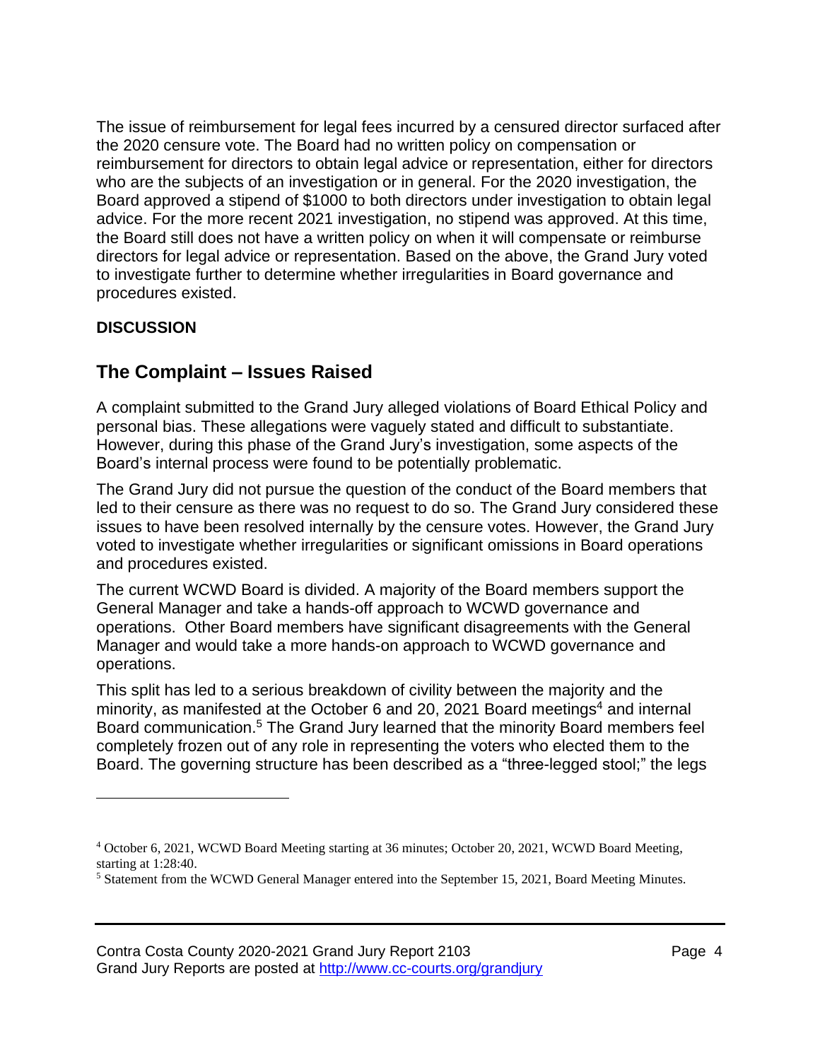The issue of reimbursement for legal fees incurred by a censured director surfaced after the 2020 censure vote. The Board had no written policy on compensation or reimbursement for directors to obtain legal advice or representation, either for directors who are the subjects of an investigation or in general. For the 2020 investigation, the Board approved a stipend of $1000 to both directors under investigation to obtain legal advice. For the more recent 2021 investigation, no stipend was approved. At this time, the Board still does not have a written policy on when it will compensate or reimburse directors for legal advice or representation. Based on the above, the Grand Jury voted to investigate further to determine whether irregularities in Board governance and procedures existed.

**DISCUSSION**

## The Complaint – Issues Raised

A complaint submitted to the Grand Jury alleged violations of Board Ethical Policy and personal bias. These allegations were vaguely stated and difficult to substantiate. However, during this phase of the Grand Jury's investigation, some aspects of the Board's internal process were found to be potentially problematic.

The Grand Jury did not pursue the question of the conduct of the Board members that led to their censure as there was no request to do so. The Grand Jury considered these issues to have been resolved internally by the censure votes. However, the Grand Jury voted to investigate whether irregularities or significant omissions in Board operations and procedures existed.

The current WCWD Board is divided. A majority of the Board members support the General Manager and take a hands-off approach to WCWD governance and operations. Other Board members have significant disagreements with the General Manager and would take a more hands-on approach to WCWD governance and operations.

This split has led to a serious breakdown of civility between the majority and the minority, as manifested at the October 6 and 20, 2021 Board meetings[4] and internal Board communication.[5] The Grand Jury learned that the minority Board members feel completely frozen out of any role in representing the voters who elected them to the Board. The governing structure has been described as a "three-legged stool;" the legs

---

[4] October 6, 2021, WCWD Board Meeting starting at 36 minutes; October 20, 2021, WCWD Board Meeting, starting at 1:28:40.

[5] Statement from the WCWD General Manager entered into the September 15, 2021, Board Meeting Minutes.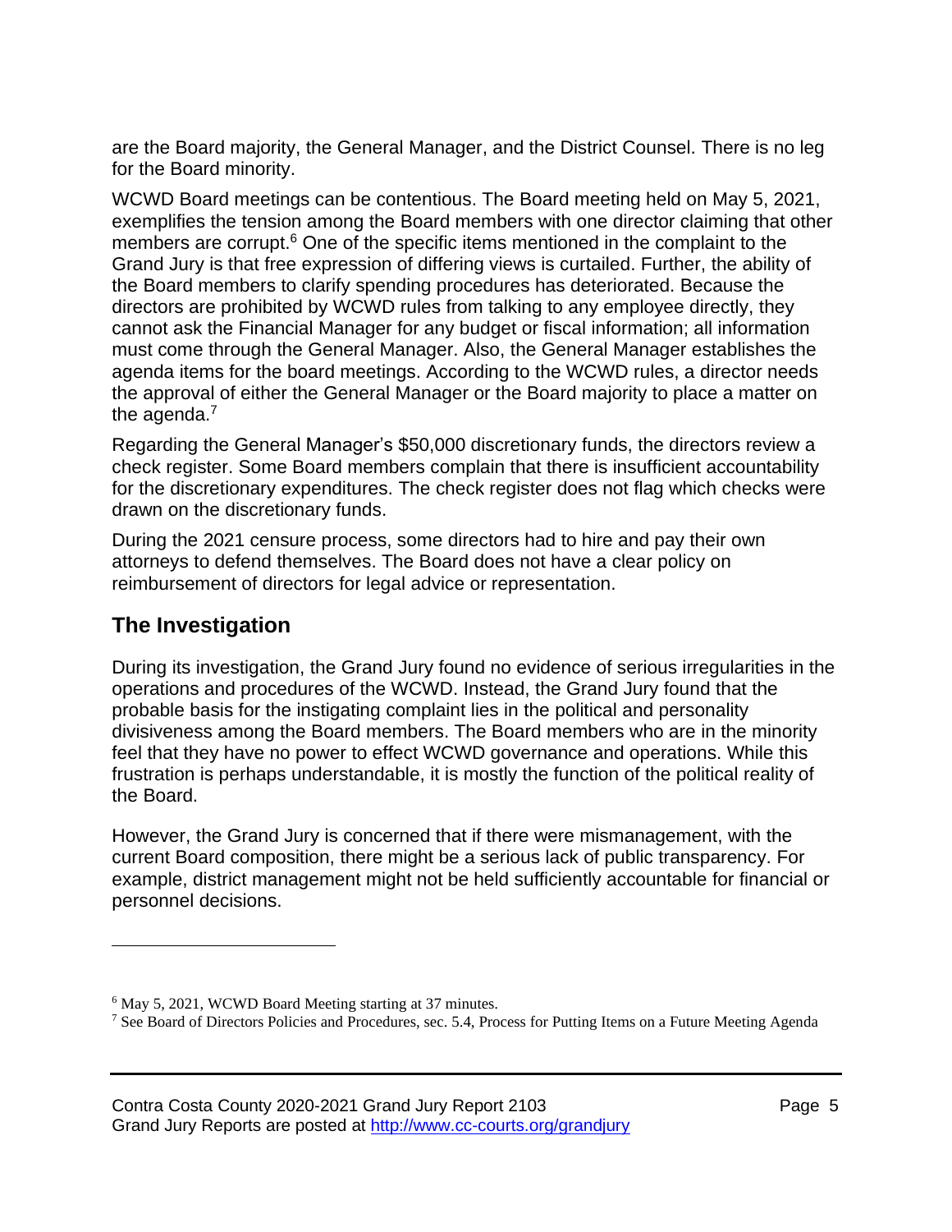are the Board majority, the General Manager, and the District Counsel. There is no leg for the Board minority.

WCWD Board meetings can be contentious. The Board meeting held on May 5, 2021, exemplifies the tension among the Board members with one director claiming that other members are corrupt.[6] One of the specific items mentioned in the complaint to the Grand Jury is that free expression of differing views is curtailed. Further, the ability of the Board members to clarify spending procedures has deteriorated. Because the directors are prohibited by WCWD rules from talking to any employee directly, they cannot ask the Financial Manager for any budget or fiscal information; all information must come through the General Manager. Also, the General Manager establishes the agenda items for the board meetings. According to the WCWD rules, a director needs the approval of either the General Manager or the Board majority to place a matter on the agenda.[7]

Regarding the General Manager's $50,000 discretionary funds, the directors review a check register. Some Board members complain that there is insufficient accountability for the discretionary expenditures. The check register does not flag which checks were drawn on the discretionary funds.

During the 2021 censure process, some directors had to hire and pay their own attorneys to defend themselves. The Board does not have a clear policy on reimbursement of directors for legal advice or representation.

## The Investigation

During its investigation, the Grand Jury found no evidence of serious irregularities in the operations and procedures of the WCWD. Instead, the Grand Jury found that the probable basis for the instigating complaint lies in the political and personality divisiveness among the Board members. The Board members who are in the minority feel that they have no power to effect WCWD governance and operations. While this frustration is perhaps understandable, it is mostly the function of the political reality of the Board.

However, the Grand Jury is concerned that if there were mismanagement, with the current Board composition, there might be a serious lack of public transparency. For example, district management might not be held sufficiently accountable for financial or personnel decisions.

---

[6] May 5, 2021, WCWD Board Meeting starting at 37 minutes.

[7] See Board of Directors Policies and Procedures, sec. 5.4, Process for Putting Items on a Future Meeting Agenda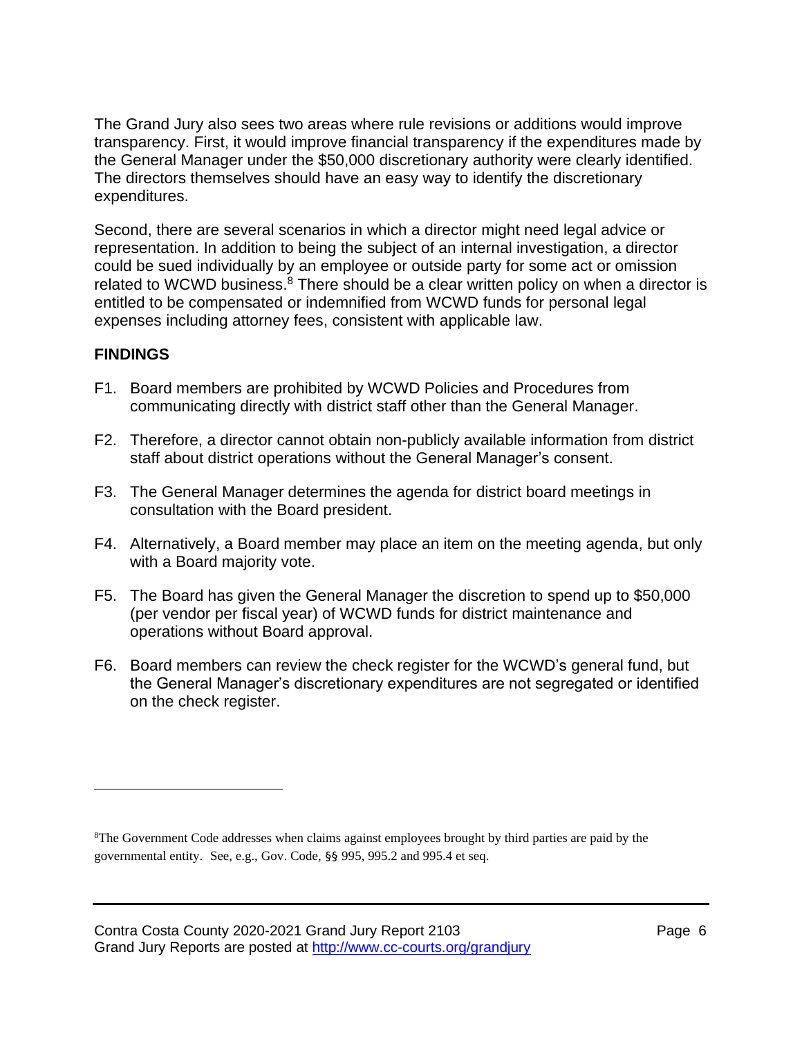The Grand Jury also sees two areas where rule revisions or additions would improve transparency. First, it would improve financial transparency if the expenditures made by the General Manager under the $50,000 discretionary authority were clearly identified. The directors themselves should have an easy way to identify the discretionary expenditures.

Second, there are several scenarios in which a director might need legal advice or representation. In addition to being the subject of an internal investigation, a director could be sued individually by an employee or outside party for some act or omission related to WCWD business.[8] There should be a clear written policy on when a director is entitled to be compensated or indemnified from WCWD funds for personal legal expenses including attorney fees, consistent with applicable law.

## FINDINGS

F1. Board members are prohibited by WCWD Policies and Procedures from communicating directly with district staff other than the General Manager.

F2. Therefore, a director cannot obtain non-publicly available information from district staff about district operations without the General Manager's consent.

F3. The General Manager determines the agenda for district board meetings in consultation with the Board president.

F4. Alternatively, a Board member may place an item on the meeting agenda, but only with a Board majority vote.

F5. The Board has given the General Manager the discretion to spend up to $50,000 (per vendor per fiscal year) of WCWD funds for district maintenance and operations without Board approval.

F6. Board members can review the check register for the WCWD's general fund, but the General Manager's discretionary expenditures are not segregated or identified on the check register.

---

[8] The Government Code addresses when claims against employees brought by third parties are paid by the governmental entity. See, e.g., Gov. Code, §§ 995, 995.2 and 995.4 et seq.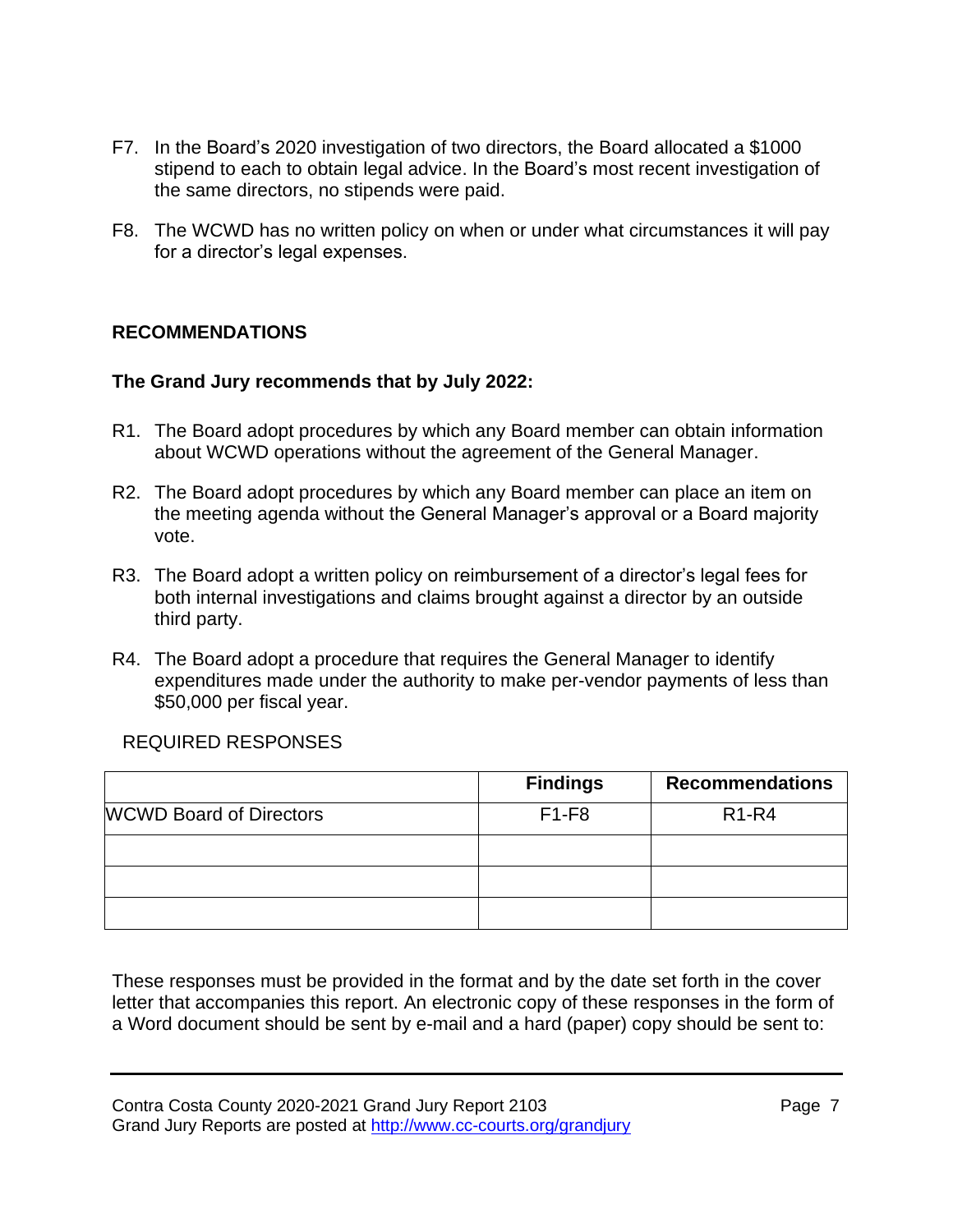F7. In the Board's 2020 investigation of two directors, the Board allocated a $1000 stipend to each to obtain legal advice. In the Board's most recent investigation of the same directors, no stipends were paid.

F8. The WCWD has no written policy on when or under what circumstances it will pay for a director's legal expenses.

## RECOMMENDATIONS

**The Grand Jury recommends that by July 2022:**

R1. The Board adopt procedures by which any Board member can obtain information about WCWD operations without the agreement of the General Manager.

R2. The Board adopt procedures by which any Board member can place an item on the meeting agenda without the General Manager's approval or a Board majority vote.

R3. The Board adopt a written policy on reimbursement of a director's legal fees for both internal investigations and claims brought against a director by an outside third party.

R4. The Board adopt a procedure that requires the General Manager to identify expenditures made under the authority to make per-vendor payments of less than $50,000 per fiscal year.

REQUIRED RESPONSES

| | Findings | Recommendations |
|---|---|---|
| WCWD Board of Directors | F1-F8 | R1-R4 |
| | | |
| | | |
| | | |

These responses must be provided in the format and by the date set forth in the cover letter that accompanies this report. An electronic copy of these responses in the form of a Word document should be sent by e-mail and a hard (paper) copy should be sent to: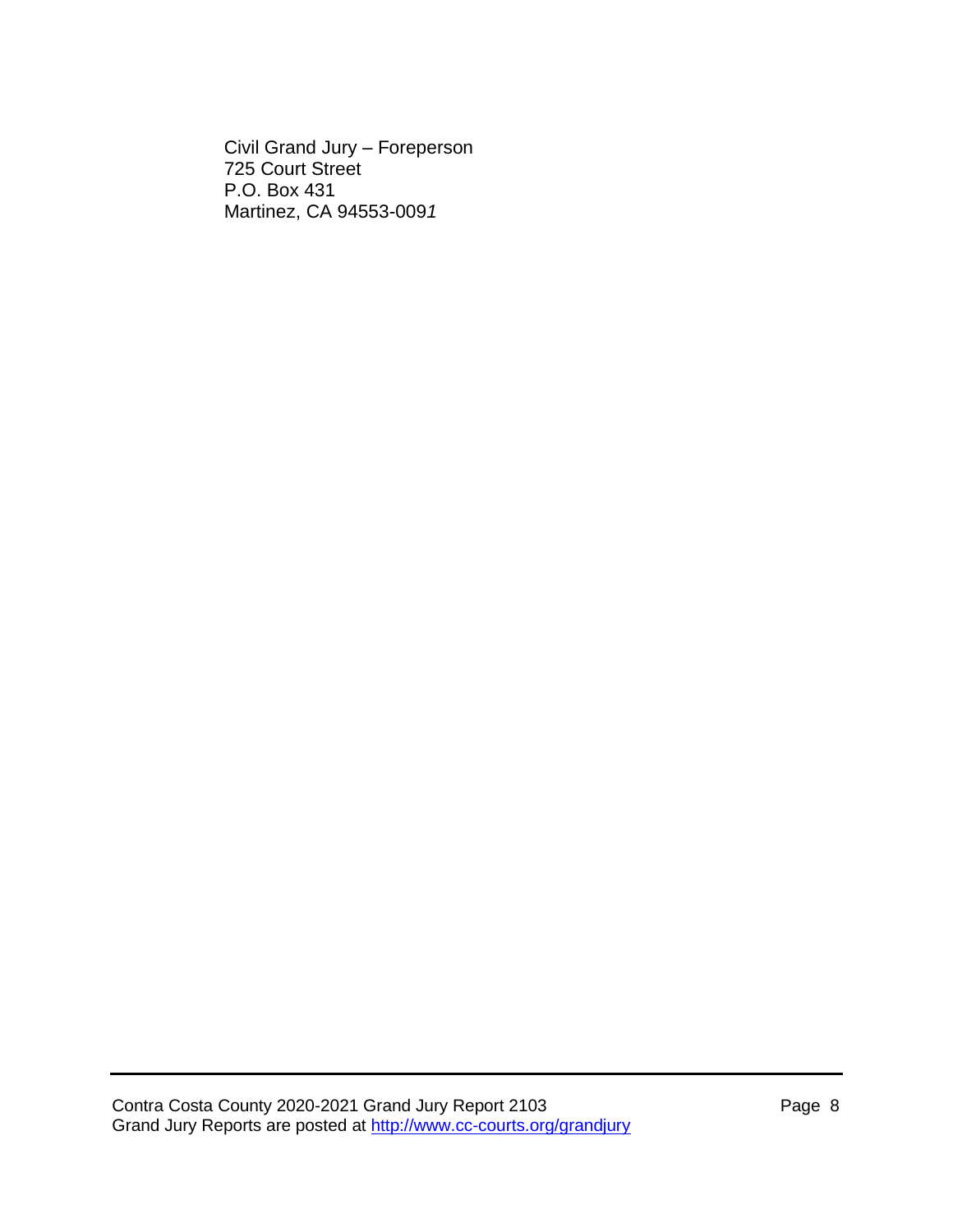Civil Grand Jury – Foreperson
725 Court Street
P.O. Box 431
Martinez, CA 94553-0091